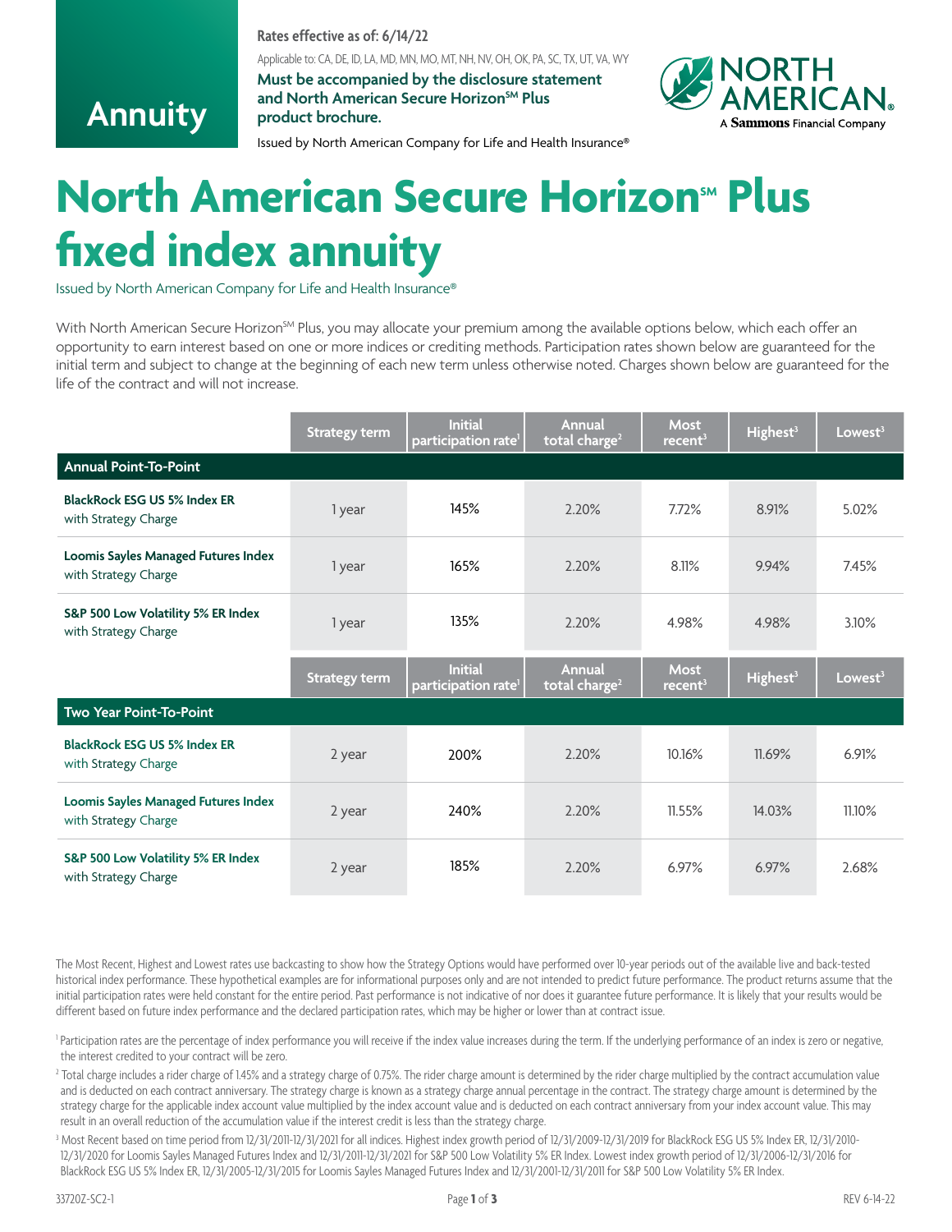Annuity

**Rates effective as of: 6/14/22**

Applicable to: CA, DE, ID, LA, MD, MN, MO, MT, NH, NV, OH, OK, PA, SC, TX, UT, VA, WY

**Must be accompanied by the disclosure statement and North American Secure Horizon℠ Plus product brochure.**

Issued by North American Company for Life and Health Insurance®

NORTH AMERICAN® A Sammons Financial Company

# North American Secure Horizon℠ Plus fixed index annuity

Issued by North American Company for Life and Health Insurance®

With North American Secure Horizon℠ Plus, you may allocate your premium among the available options below, which each offer an opportunity to earn interest based on one or more indices or crediting methods. Participation rates shown below are guaranteed for the initial term and subject to change at the beginning of each new term unless otherwise noted. Charges shown below are guaranteed for the life of the contract and will not increase.

| | Strategy term | Initial participation rate[1] | Annual total charge[2] | Most recent[3] | Highest[3] | Lowest[3] |
|---|---|---|---|---|---|---|
| **Annual Point-To-Point** | | | | | | |
| **BlackRock ESG US 5% Index ER** with Strategy Charge | 1 year | 145% | 2.20% | 7.72% | 8.91% | 5.02% |
| **Loomis Sayles Managed Futures Index** with Strategy Charge | 1 year | 165% | 2.20% | 8.11% | 9.94% | 7.45% |
| **S&P 500 Low Volatility 5% ER Index** with Strategy Charge | 1 year | 135% | 2.20% | 4.98% | 4.98% | 3.10% |
| **Two Year Point-To-Point** | | | | | | |
| **BlackRock ESG US 5% Index ER** with Strategy Charge | 2 year | 200% | 2.20% | 10.16% | 11.69% | 6.91% |
| **Loomis Sayles Managed Futures Index** with Strategy Charge | 2 year | 240% | 2.20% | 11.55% | 14.03% | 11.10% |
| **S&P 500 Low Volatility 5% ER Index** with Strategy Charge | 2 year | 185% | 2.20% | 6.97% | 6.97% | 2.68% |

The Most Recent, Highest and Lowest rates use backcasting to show how the Strategy Options would have performed over 10-year periods out of the available live and back-tested historical index performance. These hypothetical examples are for informational purposes only and are not intended to predict future performance. The product returns assume that the initial participation rates were held constant for the entire period. Past performance is not indicative of nor does it guarantee future performance. It is likely that your results would be different based on future index performance and the declared participation rates, which may be higher or lower than at contract issue.

[1] Participation rates are the percentage of index performance you will receive if the index value increases during the term. If the underlying performance of an index is zero or negative, the interest credited to your contract will be zero.

[2] Total charge includes a rider charge of 1.45% and a strategy charge of 0.75%. The rider charge amount is determined by the rider charge multiplied by the contract accumulation value and is deducted on each contract anniversary. The strategy charge is known as a strategy charge annual percentage in the contract. The strategy charge amount is determined by the strategy charge for the applicable index account value multiplied by the index account value and is deducted on each contract anniversary from your index account value. This may result in an overall reduction of the accumulation value if the interest credit is less than the strategy charge.

[3] Most Recent based on time period from 12/31/2011-12/31/2021 for all indices. Highest index growth period of 12/31/2009-12/31/2019 for BlackRock ESG US 5% Index ER, 12/31/2010-12/31/2020 for Loomis Sayles Managed Futures Index and 12/31/2011-12/31/2021 for S&P 500 Low Volatility 5% ER Index. Lowest index growth period of 12/31/2006-12/31/2016 for BlackRock ESG US 5% Index ER, 12/31/2005-12/31/2015 for Loomis Sayles Managed Futures Index and 12/31/2001-12/31/2011 for S&P 500 Low Volatility 5% ER Index.

33720Z-SC2-1 REV 6-14-22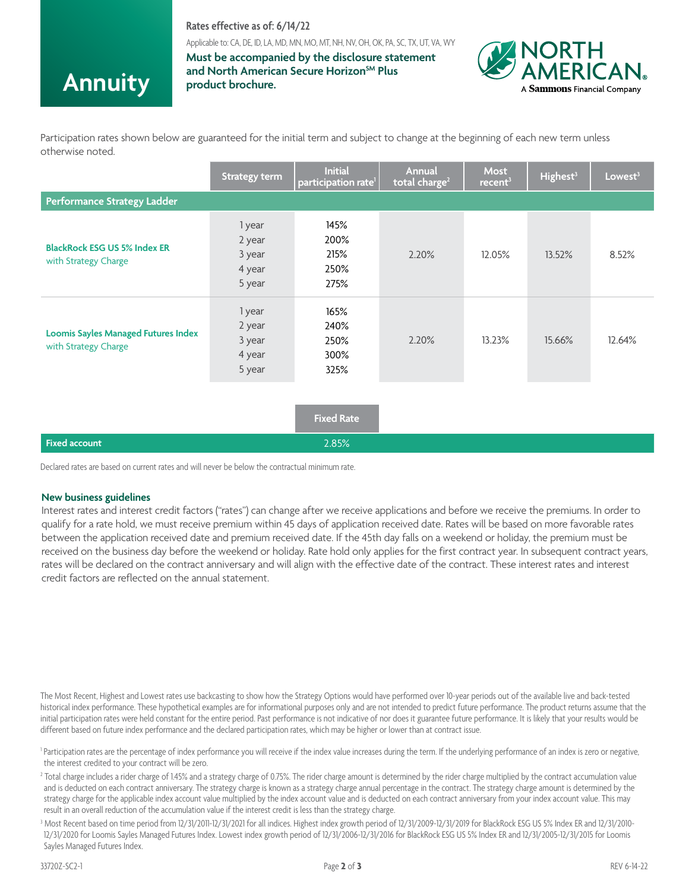# Annuity

**Rates effective as of: 6/14/22**

Applicable to: CA, DE, ID, LA, MD, MN, MO, MT, NH, NV, OH, OK, PA, SC, TX, UT, VA, WY

**Must be accompanied by the disclosure statement and North American Secure Horizon℠ Plus product brochure.**

NORTH AMERICAN. A Sammons Financial Company

Participation rates shown below are guaranteed for the initial term and subject to change at the beginning of each new term unless otherwise noted.

| | Strategy term | Initial participation rate[1] | Annual total charge[2] | Most recent[3] | Highest[3] | Lowest[3] |
|---|---|---|---|---|---|---|
| **Performance Strategy Ladder** | | | | | | |
| **BlackRock ESG US 5% Index ER** with Strategy Charge | 1 year<br>2 year<br>3 year<br>4 year<br>5 year | 145%<br>200%<br>215%<br>250%<br>275% | 2.20% | 12.05% | 13.52% | 8.52% |
| **Loomis Sayles Managed Futures Index** with Strategy Charge | 1 year<br>2 year<br>3 year<br>4 year<br>5 year | 165%<br>240%<br>250%<br>300%<br>325% | 2.20% | 13.23% | 15.66% | 12.64% |

| | Fixed Rate |
|---|---|
| **Fixed account** | 2.85% |

Declared rates are based on current rates and will never be below the contractual minimum rate.

### New business guidelines

Interest rates and interest credit factors ("rates") can change after we receive applications and before we receive the premiums. In order to qualify for a rate hold, we must receive premium within 45 days of application received date. Rates will be based on more favorable rates between the application received date and premium received date. If the 45th day falls on a weekend or holiday, the premium must be received on the business day before the weekend or holiday. Rate hold only applies for the first contract year. In subsequent contract years, rates will be declared on the contract anniversary and will align with the effective date of the contract. These interest rates and interest credit factors are reflected on the annual statement.

The Most Recent, Highest and Lowest rates use backcasting to show how the Strategy Options would have performed over 10-year periods out of the available live and back-tested historical index performance. These hypothetical examples are for informational purposes only and are not intended to predict future performance. The product returns assume that the initial participation rates were held constant for the entire period. Past performance is not indicative of nor does it guarantee future performance. It is likely that your results would be different based on future index performance and the declared participation rates, which may be higher or lower than at contract issue.

[1] Participation rates are the percentage of index performance you will receive if the index value increases during the term. If the underlying performance of an index is zero or negative, the interest credited to your contract will be zero.

[2] Total charge includes a rider charge of 1.45% and a strategy charge of 0.75%. The rider charge amount is determined by the rider charge multiplied by the contract accumulation value and is deducted on each contract anniversary. The strategy charge is known as a strategy charge annual percentage in the contract. The strategy charge amount is determined by the strategy charge for the applicable index account value multiplied by the index account value and is deducted on each contract anniversary from your index account value. This may result in an overall reduction of the accumulation value if the interest credit is less than the strategy charge.

[3] Most Recent based on time period from 12/31/2011-12/31/2021 for all indices. Highest index growth period of 12/31/2009-12/31/2019 for BlackRock ESG US 5% Index ER and 12/31/2010-12/31/2020 for Loomis Sayles Managed Futures Index. Lowest index growth period of 12/31/2006-12/31/2016 for BlackRock ESG US 5% Index ER and 12/31/2005-12/31/2015 for Loomis Sayles Managed Futures Index.

33720Z-SC2-1 REV 6-14-22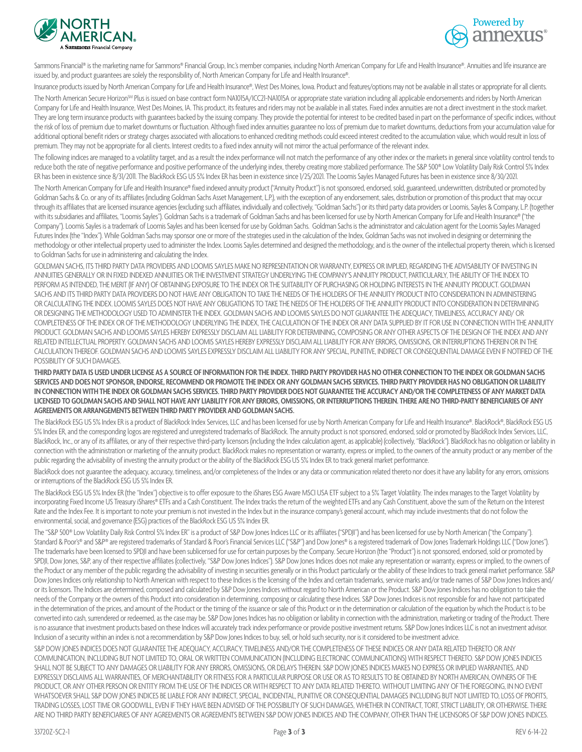Sammons Financial® is the marketing name for Sammons® Financial Group, Inc.'s member companies, including North American Company for Life and Health Insurance®. Annuities and life insurance are issued by, and product guarantees are solely the responsibility of, North American Company for Life and Health Insurance®.

Insurance products issued by North American Company for Life and Health Insurance®, West Des Moines, Iowa. Product and features/options may not be available in all states or appropriate for all clients.

The North American Secure Horizon℠ Plus is issued on base contract form NA1015A/ICC21-NA1015A or appropriate state variation including all applicable endorsements and riders by North American Company for Life and Health Insurance, West Des Moines, IA. This product, its features and riders may not be available in all states. Fixed index annuities are not a direct investment in the stock market. They are long term insurance products with guarantees backed by the issuing company. They provide the potential for interest to be credited based in part on the performance of specific indices, without the risk of loss of premium due to market downturns or fluctuation. Although fixed index annuities guarantee no loss of premium due to market downturns, deductions from your accumulation value for additional optional benefit riders or strategy charges associated with allocations to enhanced crediting methods could exceed interest credited to the accumulation value, which would result in loss of premium. They may not be appropriate for all clients. Interest credits to a fixed index annuity will not mirror the actual performance of the relevant index.

The following indices are managed to a volatility target, and as a result the index performance will not match the performance of any other index or the markets in general since volatility control tends to reduce both the rate of negative performance and positive performance of the underlying index, thereby creating more stabilized performance. The S&P 500® Low Volatility Daily Risk Control 5% Index ER has been in existence since 8/31/2011. The BlackRock ESG US 5% Index ER has been in existence since 1/25/2021. The Loomis Sayles Managed Futures has been in existence since 8/30/2021.

The North American Company for Life and Health Insurance® fixed indexed annuity product ("Annuity Product") is not sponsored, endorsed, sold, guaranteed, underwritten, distributed or promoted by Goldman Sachs & Co. or any of its affiliates (including Goldman Sachs Asset Management, L.P.), with the exception of any endorsement, sales, distribution or promotion of this product that may occur through its affiliates that are licensed insurance agencies (excluding such affiliates, individually and collectively, "Goldman Sachs") or its third party data providers or Loomis, Sayles & Company, L.P. (together with its subsidiaries and affiliates, "Loomis Sayles"). Goldman Sachs is a trademark of Goldman Sachs and has been licensed for use by North American Company for Life and Health Insurance® ("the Company"). Loomis Sayles is a trademark of Loomis Sayles and has been licensed for use by Goldman Sachs. Goldman Sachs is the administrator and calculation agent for the Loomis Sayles Managed Futures Index (the "Index"). While Goldman Sachs may sponsor one or more of the strategies used in the calculation of the Index, Goldman Sachs was not involved in designing or determining the methodology or other intellectual property used to administer the Index. Loomis Sayles determined and designed the methodology, and is the owner of the intellectual property therein, which is licensed to Goldman Sachs for use in administering and calculating the Index.

GOLDMAN SACHS, ITS THIRD PARTY DATA PROVIDERS AND LOOMIS SAYLES MAKE NO REPRESENTATION OR WARRANTY, EXPRESS OR IMPLIED, REGARDING THE ADVISABILITY OF INVESTING IN ANNUITIES GENERALLY OR IN FIXED INDEXED ANNUITIES OR THE INVESTMENT STRATEGY UNDERLYING THE COMPANY'S ANNUITY PRODUCT, PARTICULARLY, THE ABILITY OF THE INDEX TO PERFORM AS INTENDED, THE MERIT (IF ANY) OF OBTAINING EXPOSURE TO THE INDEX OR THE SUITABILITY OF PURCHASING OR HOLDING INTERESTS IN THE ANNUITY PRODUCT. GOLDMAN SACHS AND ITS THIRD PARTY DATA PROVIDERS DO NOT HAVE ANY OBLIGATION TO TAKE THE NEEDS OF THE HOLDERS OF THE ANNUITY PRODUCT INTO CONSIDERATION IN ADMINISTERING OR CALCULATING THE INDEX. LOOMIS SAYLES DOES NOT HAVE ANY OBLIGATIONS TO TAKE THE NEEDS OF THE HOLDERS OF THE ANNUITY PRODUCT INTO CONSIDERATION IN DETERMINING OR DESIGNING THE METHODOLOGY USED TO ADMINISTER THE INDEX. GOLDMAN SACHS AND LOOMIS SAYLES DO NOT GUARANTEE THE ADEQUACY, TIMELINESS, ACCURACY AND/ OR COMPLETENESS OF THE INDEX OR OF THE METHODOLOGY UNDERLYING THE INDEX, THE CALCULATION OF THE INDEX OR ANY DATA SUPPLIED BY IT FOR USE IN CONNECTION WITH THE ANNUITY PRODUCT. GOLDMAN SACHS AND LOOMIS SAYLES HEREBY EXPRESSLY DISCLAIM ALL LIABILITY FOR DETERMINING, COMPOSING OR ANY OTHER ASPECTS OF THE DESIGN OF THE INDEX AND ANY RELATED INTELLECTUAL PROPERTY. GOLDMAN SACHS AND LOOMIS SAYLES HEREBY EXPRESSLY DISCLAIM ALL LIABILITY FOR ANY ERRORS, OMISSIONS, OR INTERRUPTIONS THEREIN OR IN THE CALCULATION THEREOF. GOLDMAN SACHS AND LOOMIS SAYLES EXPRESSLY DISCLAIM ALL LIABILITY FOR ANY SPECIAL, PUNITIVE, INDIRECT OR CONSEQUENTIAL DAMAGE EVEN IF NOTIFIED OF THE POSSIBILITY OF SUCH DAMAGES.

**THIRD PARTY DATA IS USED UNDER LICENSE AS A SOURCE OF INFORMATION FOR THE INDEX. THIRD PARTY PROVIDER HAS NO OTHER CONNECTION TO THE INDEX OR GOLDMAN SACHS SERVICES AND DOES NOT SPONSOR, ENDORSE, RECOMMEND OR PROMOTE THE INDEX OR ANY GOLDMAN SACHS SERVICES. THIRD PARTY PROVIDER HAS NO OBLIGATION OR LIABILITY IN CONNECTION WITH THE INDEX OR GOLDMAN SACHS SERVICES. THIRD PARTY PROVIDER DOES NOT GUARANTEE THE ACCURACY AND/OR THE COMPLETENESS OF ANY MARKET DATA LICENSED TO GOLDMAN SACHS AND SHALL NOT HAVE ANY LIABILITY FOR ANY ERRORS, OMISSIONS, OR INTERRUPTIONS THEREIN. THERE ARE NO THIRD-PARTY BENEFICIARIES OF ANY AGREEMENTS OR ARRANGEMENTS BETWEEN THIRD PARTY PROVIDER AND GOLDMAN SACHS.**

The BlackRock ESG US 5% Index ER is a product of BlackRock Index Services, LLC and has been licensed for use by North American Company for Life and Health Insurance®. BlackRock®, BlackRock ESG US 5% Index ER, and the corresponding logos are registered and unregistered trademarks of BlackRock. The annuity product is not sponsored, endorsed, sold or promoted by BlackRock Index Services, LLC, BlackRock, Inc., or any of its affiliates, or any of their respective third-party licensors (including the Index calculation agent, as applicable) (collectively, "BlackRock"). BlackRock has no obligation or liability in connection with the administration or marketing of the annuity product. BlackRock makes no representation or warranty, express or implied, to the owners of the annuity product or any member of the public regarding the advisability of investing the annuity product or the ability of the BlackRock ESG US 5% Index ER to track general market performance.

BlackRock does not guarantee the adequacy, accuracy, timeliness, and/or completeness of the Index or any data or communication related thereto nor does it have any liability for any errors, omissions or interruptions of the BlackRock ESG US 5% Index ER.

The BlackRock ESG US 5% Index ER (the "Index") objective is to offer exposure to the iShares ESG Aware MSCI USA ETF subject to a 5% Target Volatility. The index manages to the Target Volatility by incorporating Fixed Income US Treasury iShares® ETFs and a Cash Constituent. The Index tracks the return of the weighted ETFs and any Cash Constituent, above the sum of the Return on the Interest Rate and the Index Fee. It is important to note your premium is not invested in the Index but in the insurance company's general account, which may include investments that do not follow the environmental, social, and governance (ESG) practices of the BlackRock ESG US 5% Index ER.

The "S&P 500® Low Volatility Daily Risk Control 5% Index ER" is a product of S&P Dow Jones Indices LLC or its affiliates ("SPDJI") and has been licensed for use by North American ("the Company"). Standard & Poor's® and S&P® are registered trademarks of Standard & Poor's Financial Services LLC ("S&P") and Dow Jones® is a registered trademark of Dow Jones Trademark Holdings LLC ("Dow Jones"). The trademarks have been licensed to SPDJI and have been sublicensed for use for certain purposes by the Company. Secure Horizon (the "Product") is not sponsored, endorsed, sold or promoted by SPDJI, Dow Jones, S&P, any of their respective affiliates (collectively, "S&P Dow Jones Indices"). S&P Dow Jones Indices does not make any representation or warranty, express or implied, to the owners of the Product or any member of the public regarding the advisability of investing in securities generally or in this Product particularly or the ability of these Indices to track general market performance. S&P Dow Jones Indices only relationship to North American with respect to these Indices is the licensing of the Index and certain trademarks, service marks and/or trade names of S&P Dow Jones Indices and/or its licensors. The Indices are determined, composed and calculated by S&P Dow Jones Indices without regard to North American or the Product. S&P Dow Jones Indices has no obligation to take the needs of the Company or the owners of this Product into consideration in determining, composing or calculating these Indices. S&P Dow Jones Indices is not responsible for and have not participated in the determination of the prices, and amount of the Product or the timing of the issuance or sale of this Product or in the determination or calculation of the equation by which the Product is to be converted into cash, surrendered or redeemed, as the case may be. S&P Dow Jones Indices has no obligation or liability in connection with the administration, marketing or trading of the Product. There is no assurance that investment products based on these Indices will accurately track index performance or provide positive investment returns. S&P Dow Jones Indices LLC is not an investment advisor. Inclusion of a security within an index is not a recommendation by S&P Dow Jones Indices to buy, sell, or hold such security, nor is it considered to be investment advice.

S&P DOW JONES INDICES DOES NOT GUARANTEE THE ADEQUACY, ACCURACY, TIMELINESS AND/OR THE COMPLETENESS OF THESE INDICES OR ANY DATA RELATED THERETO OR ANY COMMUNICATION, INCLUDING BUT NOT LIMITED TO, ORAL OR WRITTEN COMMUNICATION (INCLUDING ELECTRONIC COMMUNICATIONS) WITH RESPECT THERETO. S&P DOW JONES INDICES SHALL NOT BE SUBJECT TO ANY DAMAGES OR LIABILITY FOR ANY ERRORS, OMISSIONS, OR DELAYS THEREIN. S&P DOW JONES INDICES MAKES NO EXPRESS OR IMPLIED WARRANTIES, AND EXPRESSLY DISCLAIMS ALL WARRANTIES, OF MERCHANTABILITY OR FITNESS FOR A PARTICULAR PURPOSE OR USE OR AS TO RESULTS TO BE OBTAINED BY NORTH AMERICAN, OWNERS OF THE PRODUCT, OR ANY OTHER PERSON OR ENTITY FROM THE USE OF THE INDICES OR WITH RESPECT TO ANY DATA RELATED THERETO. WITHOUT LIMITING ANY OF THE FOREGOING, IN NO EVENT WHATSOEVER SHALL S&P DOW JONES INDICES BE LIABLE FOR ANY INDIRECT, SPECIAL, INCIDENTAL, PUNITIVE OR CONSEQUENTIAL DAMAGES INCLUDING BUT NOT LIMITED TO, LOSS OF PROFITS, TRADING LOSSES, LOST TIME OR GOODWILL, EVEN IF THEY HAVE BEEN ADVISED OF THE POSSIBILITY OF SUCH DAMAGES, WHETHER IN CONTRACT, TORT, STRICT LIABILITY, OR OTHERWISE. THERE ARE NO THIRD PARTY BENEFICIARIES OF ANY AGREEMENTS OR AGREEMENTS BETWEEN S&P DOW JONES INDICES AND THE COMPANY, OTHER THAN THE LICENSORS OF S&P DOW JONES INDICES.

33720Z-SC2-1 REV 6-14-22